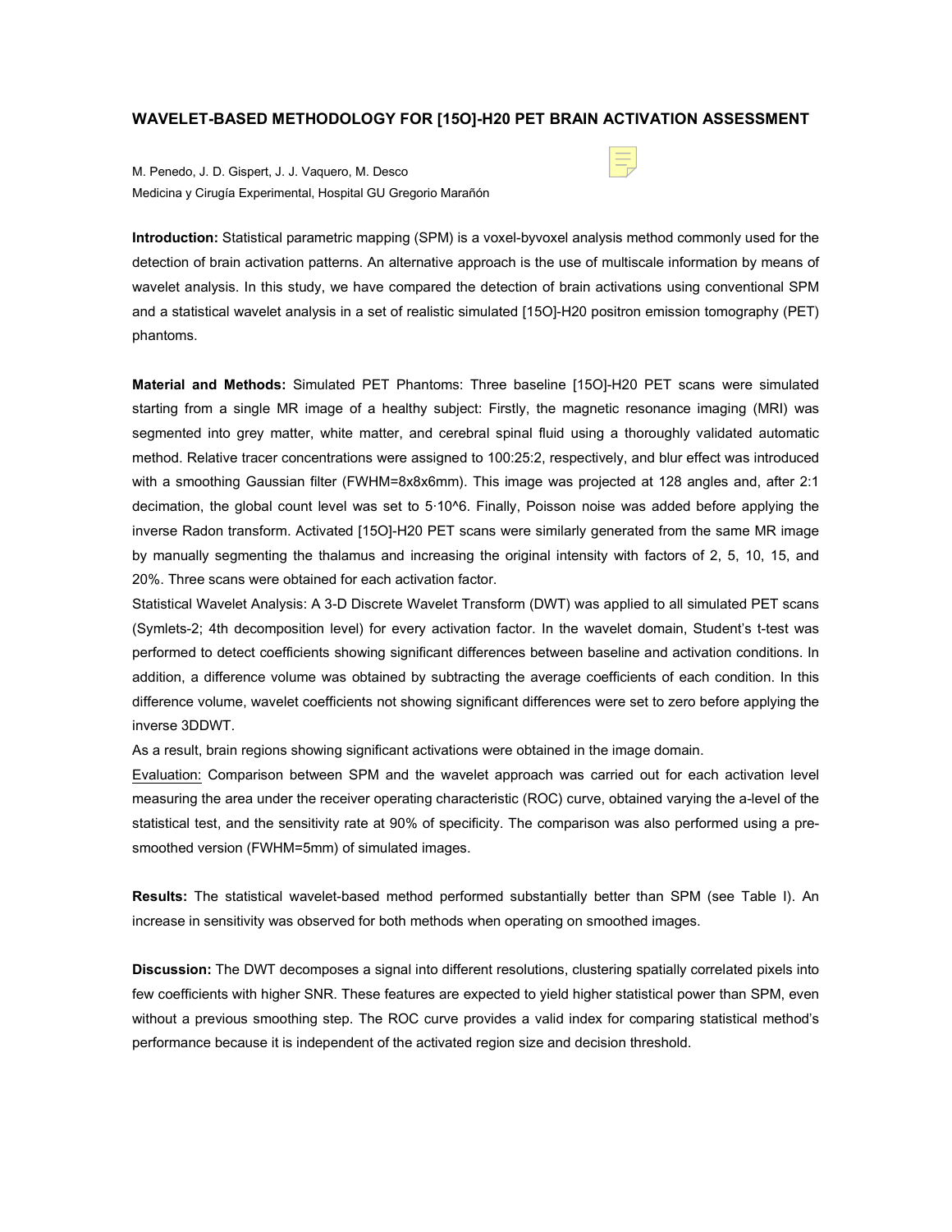# WAVELET-BASED METHODOLOGY FOR [15O]-H20 PET BRAIN ACTIVATION ASSESSMENT

M. Penedo, J. D. Gispert, J. J. Vaquero, M. Desco
Medicina y Cirugía Experimental, Hospital GU Gregorio Marañón

**Introduction:** Statistical parametric mapping (SPM) is a voxel-byvoxel analysis method commonly used for the detection of brain activation patterns. An alternative approach is the use of multiscale information by means of wavelet analysis. In this study, we have compared the detection of brain activations using conventional SPM and a statistical wavelet analysis in a set of realistic simulated [15O]-H20 positron emission tomography (PET) phantoms.

**Material and Methods:** Simulated PET Phantoms: Three baseline [15O]-H20 PET scans were simulated starting from a single MR image of a healthy subject: Firstly, the magnetic resonance imaging (MRI) was segmented into grey matter, white matter, and cerebral spinal fluid using a thoroughly validated automatic method. Relative tracer concentrations were assigned to 100:25:2, respectively, and blur effect was introduced with a smoothing Gaussian filter (FWHM=8x8x6mm). This image was projected at 128 angles and, after 2:1 decimation, the global count level was set to $5 \cdot 10^6$. Finally, Poisson noise was added before applying the inverse Radon transform. Activated [15O]-H20 PET scans were similarly generated from the same MR image by manually segmenting the thalamus and increasing the original intensity with factors of 2, 5, 10, 15, and 20%. Three scans were obtained for each activation factor.

Statistical Wavelet Analysis: A 3-D Discrete Wavelet Transform (DWT) was applied to all simulated PET scans (Symlets-2; 4th decomposition level) for every activation factor. In the wavelet domain, Student's t-test was performed to detect coefficients showing significant differences between baseline and activation conditions. In addition, a difference volume was obtained by subtracting the average coefficients of each condition. In this difference volume, wavelet coefficients not showing significant differences were set to zero before applying the inverse 3DDWT.

As a result, brain regions showing significant activations were obtained in the image domain.

Evaluation: Comparison between SPM and the wavelet approach was carried out for each activation level measuring the area under the receiver operating characteristic (ROC) curve, obtained varying the a-level of the statistical test, and the sensitivity rate at 90% of specificity. The comparison was also performed using a pre-smoothed version (FWHM=5mm) of simulated images.

**Results:** The statistical wavelet-based method performed substantially better than SPM (see Table I). An increase in sensitivity was observed for both methods when operating on smoothed images.

**Discussion:** The DWT decomposes a signal into different resolutions, clustering spatially correlated pixels into few coefficients with higher SNR. These features are expected to yield higher statistical power than SPM, even without a previous smoothing step. The ROC curve provides a valid index for comparing statistical method's performance because it is independent of the activated region size and decision threshold.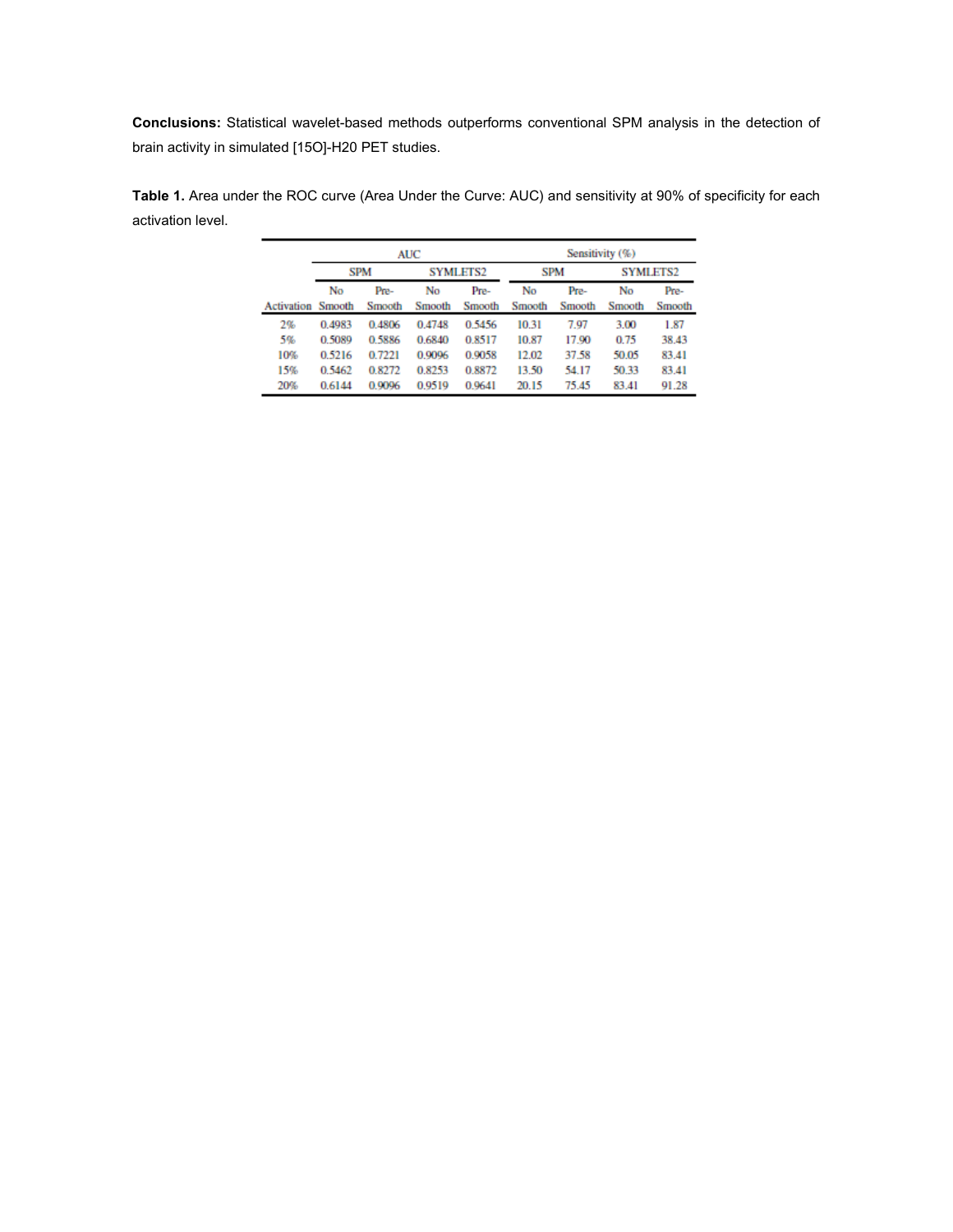**Conclusions:** Statistical wavelet-based methods outperforms conventional SPM analysis in the detection of brain activity in simulated [15O]-H20 PET studies.

**Table 1.** Area under the ROC curve (Area Under the Curve: AUC) and sensitivity at 90% of specificity for each activation level.

| | AUC | | | | Sensitivity (%) | | | |
|---|---|---|---|---|---|---|---|---|
| | SPM | | SYMLETS2 | | SPM | | SYMLETS2 | |
| Activation | No Smooth | Pre-Smooth | No Smooth | Pre-Smooth | No Smooth | Pre-Smooth | No Smooth | Pre-Smooth |
| 2% | 0.4983 | 0.4806 | 0.4748 | 0.5456 | 10.31 | 7.97 | 3.00 | 1.87 |
| 5% | 0.5089 | 0.5886 | 0.6840 | 0.8517 | 10.87 | 17.90 | 0.75 | 38.43 |
| 10% | 0.5216 | 0.7221 | 0.9096 | 0.9058 | 12.02 | 37.58 | 50.05 | 83.41 |
| 15% | 0.5462 | 0.8272 | 0.8253 | 0.8872 | 13.50 | 54.17 | 50.33 | 83.41 |
| 20% | 0.6144 | 0.9096 | 0.9519 | 0.9641 | 20.15 | 75.45 | 83.41 | 91.28 |